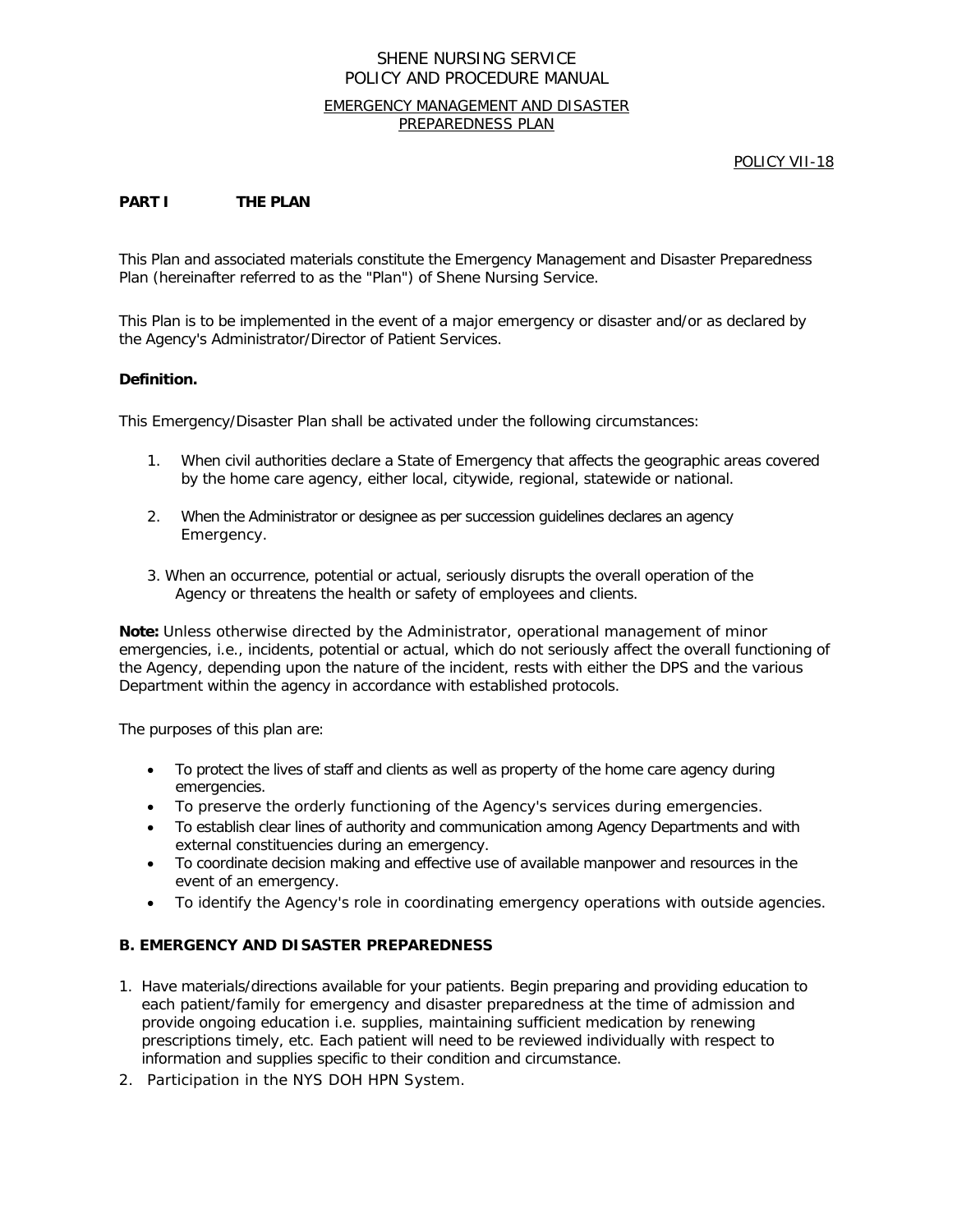# SHENE NURSING SERVICE
# POLICY AND PROCEDURE MANUAL

## EMERGENCY MANAGEMENT AND DISASTER PREPAREDNESS PLAN

POLICY VII-18

## PART I THE PLAN

This Plan and associated materials constitute the Emergency Management and Disaster Preparedness Plan (hereinafter referred to as the "Plan") of Shene Nursing Service.

This Plan is to be implemented in the event of a major emergency or disaster and/or as declared by the Agency's Administrator/Director of Patient Services.

**Definition.**

This Emergency/Disaster Plan shall be activated under the following circumstances:

1. When civil authorities declare a State of Emergency that affects the geographic areas covered by the home care agency, either local, citywide, regional, statewide or national.
2. When the Administrator or designee as per succession guidelines declares an agency Emergency.
3. When an occurrence, potential or actual, seriously disrupts the overall operation of the Agency or threatens the health or safety of employees and clients.

**Note:** Unless otherwise directed by the Administrator, operational management of minor emergencies, i.e., incidents, potential or actual, which do not seriously affect the overall functioning of the Agency, depending upon the nature of the incident, rests with either the DPS and the various Department within the agency in accordance with established protocols.

The purposes of this plan are:

- To protect the lives of staff and clients as well as property of the home care agency during emergencies.
- To preserve the orderly functioning of the Agency's services during emergencies.
- To establish clear lines of authority and communication among Agency Departments and with external constituencies during an emergency.
- To coordinate decision making and effective use of available manpower and resources in the event of an emergency.
- To identify the Agency's role in coordinating emergency operations with outside agencies.

### B. EMERGENCY AND DISASTER PREPAREDNESS

1. Have materials/directions available for your patients. Begin preparing and providing education to each patient/family for emergency and disaster preparedness at the time of admission and provide ongoing education i.e. supplies, maintaining sufficient medication by renewing prescriptions timely, etc. Each patient will need to be reviewed individually with respect to information and supplies specific to their condition and circumstance.
2. Participation in the NYS DOH HPN System.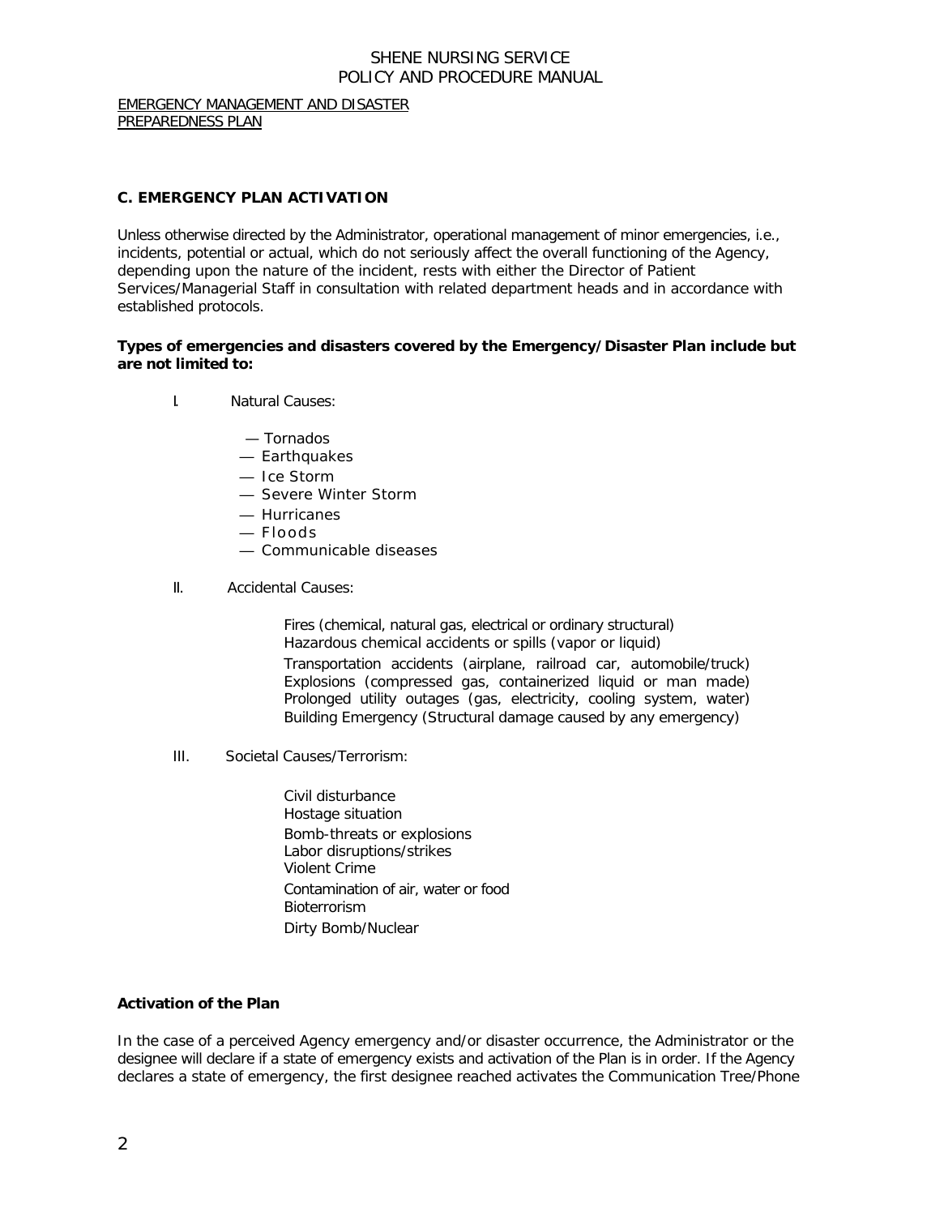EMERGENCY MANAGEMENT AND DISASTER PREPAREDNESS PLAN

## C. EMERGENCY PLAN ACTIVATION

Unless otherwise directed by the Administrator, operational management of minor emergencies, i.e., incidents, potential or actual, which do not seriously affect the overall functioning of the Agency, depending upon the nature of the incident, rests with either the Director of Patient Services/Managerial Staff in consultation with related department heads and in accordance with established protocols.

**Types of emergencies and disasters covered by the Emergency/Disaster Plan include but are not limited to:**

I. Natural Causes:

- — Tornados
- — Earthquakes
- — Ice Storm
- — Severe Winter Storm
- — Hurricanes
- — Floods
- — Communicable diseases

II. Accidental Causes:

Fires (chemical, natural gas, electrical or ordinary structural)
Hazardous chemical accidents or spills (vapor or liquid)
Transportation accidents (airplane, railroad car, automobile/truck)
Explosions (compressed gas, containerized liquid or man made)
Prolonged utility outages (gas, electricity, cooling system, water)
Building Emergency (Structural damage caused by any emergency)

III. Societal Causes/Terrorism:

Civil disturbance
Hostage situation
Bomb-threats or explosions
Labor disruptions/strikes
Violent Crime
Contamination of air, water or food
Bioterrorism
Dirty Bomb/Nuclear

**Activation of the Plan**

In the case of a perceived Agency emergency and/or disaster occurrence, the Administrator or the designee will declare if a state of emergency exists and activation of the Plan is in order. If the Agency declares a state of emergency, the first designee reached activates the Communication Tree/Phone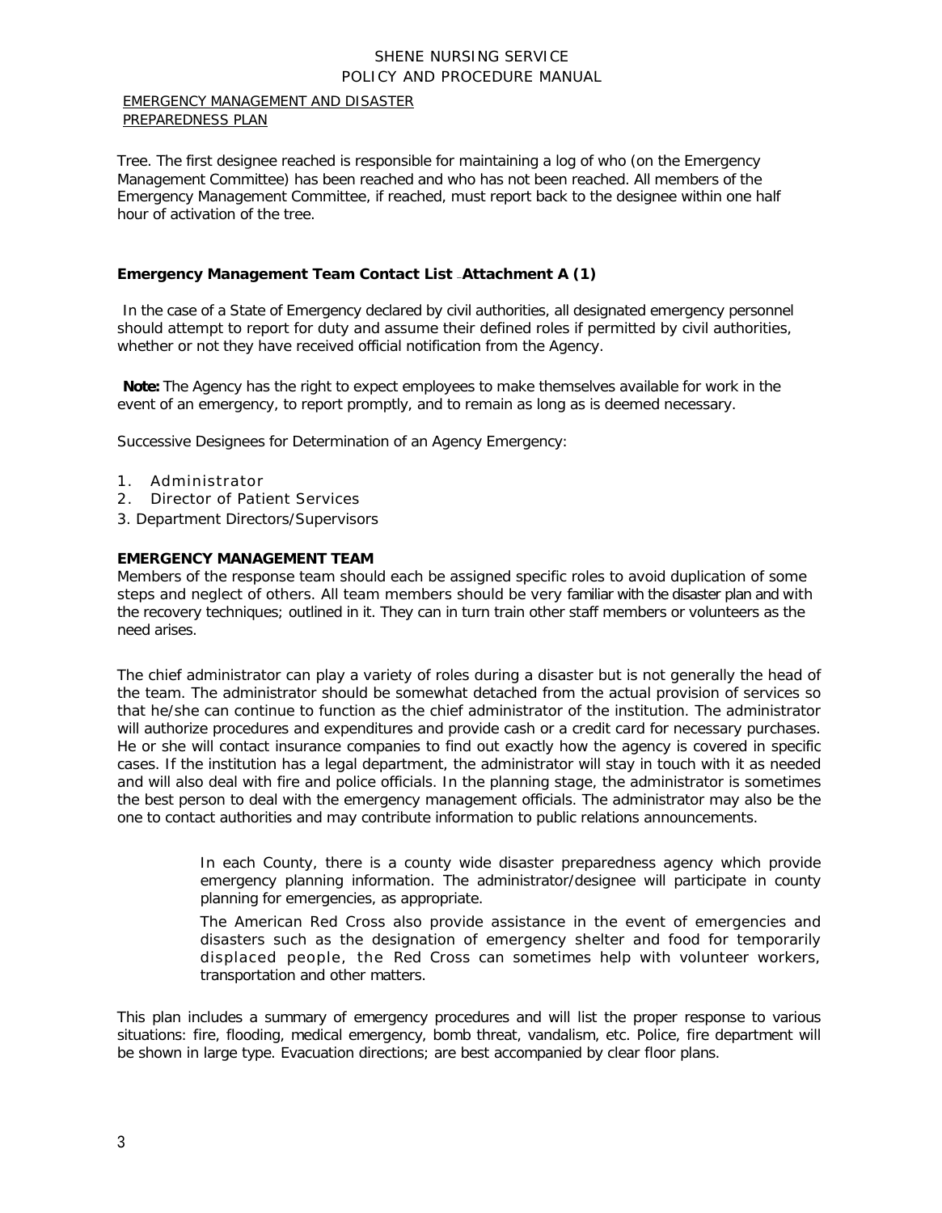EMERGENCY MANAGEMENT AND DISASTER PREPAREDNESS PLAN

Tree. The first designee reached is responsible for maintaining a log of who (on the Emergency Management Committee) has been reached and who has not been reached. All members of the Emergency Management Committee, if reached, must report back to the designee within one half hour of activation of the tree.

**Emergency Management Team Contact List – Attachment A (1)**

In the case of a State of Emergency declared by civil authorities, all designated emergency personnel should attempt to report for duty and assume their defined roles if permitted by civil authorities, whether or not they have received official notification from the Agency.

**Note:** The Agency has the right to expect employees to make themselves available for work in the event of an emergency, to report promptly, and to remain as long as is deemed necessary.

Successive Designees for Determination of an Agency Emergency:

1. Administrator
2. Director of Patient Services
3. Department Directors/Supervisors

**EMERGENCY MANAGEMENT TEAM**

Members of the response team should each be assigned specific roles to avoid duplication of some steps and neglect of others. All team members should be very familiar with the disaster plan and with the recovery techniques; outlined in it. They can in turn train other staff members or volunteers as the need arises.

The chief administrator can play a variety of roles during a disaster but is not generally the head of the team. The administrator should be somewhat detached from the actual provision of services so that he/she can continue to function as the chief administrator of the institution. The administrator will authorize procedures and expenditures and provide cash or a credit card for necessary purchases. He or she will contact insurance companies to find out exactly how the agency is covered in specific cases. If the institution has a legal department, the administrator will stay in touch with it as needed and will also deal with fire and police officials. In the planning stage, the administrator is sometimes the best person to deal with the emergency management officials. The administrator may also be the one to contact authorities and may contribute information to public relations announcements.

In each County, there is a county wide disaster preparedness agency which provide emergency planning information. The administrator/designee will participate in county planning for emergencies, as appropriate.

The American Red Cross also provide assistance in the event of emergencies and disasters such as the designation of emergency shelter and food for temporarily displaced people, the Red Cross can sometimes help with volunteer workers, transportation and other matters.

This plan includes a summary of emergency procedures and will list the proper response to various situations: fire, flooding, medical emergency, bomb threat, vandalism, etc. Police, fire department will be shown in large type. Evacuation directions; are best accompanied by clear floor plans.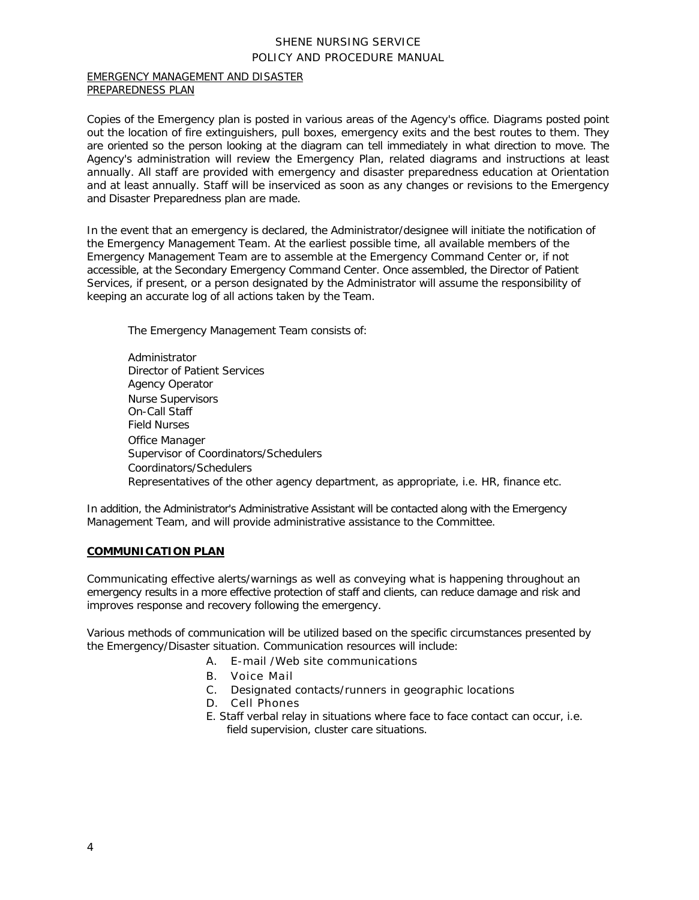EMERGENCY MANAGEMENT AND DISASTER PREPAREDNESS PLAN

Copies of the Emergency plan is posted in various areas of the Agency's office. Diagrams posted point out the location of fire extinguishers, pull boxes, emergency exits and the best routes to them. They are oriented so the person looking at the diagram can tell immediately in what direction to move. The Agency's administration will review the Emergency Plan, related diagrams and instructions at least annually. All staff are provided with emergency and disaster preparedness education at Orientation and at least annually. Staff will be inserviced as soon as any changes or revisions to the Emergency and Disaster Preparedness plan are made.

In the event that an emergency is declared, the Administrator/designee will initiate the notification of the Emergency Management Team. At the earliest possible time, all available members of the Emergency Management Team are to assemble at the Emergency Command Center or, if not accessible, at the Secondary Emergency Command Center. Once assembled, the Director of Patient Services, if present, or a person designated by the Administrator will assume the responsibility of keeping an accurate log of all actions taken by the Team.

The Emergency Management Team consists of:

Administrator
Director of Patient Services
Agency Operator
Nurse Supervisors
On-Call Staff
Field Nurses
Office Manager
Supervisor of Coordinators/Schedulers
Coordinators/Schedulers
Representatives of the other agency department, as appropriate, i.e. HR, finance etc.

In addition, the Administrator's Administrative Assistant will be contacted along with the Emergency Management Team, and will provide administrative assistance to the Committee.

## COMMUNICATION PLAN

Communicating effective alerts/warnings as well as conveying what is happening throughout an emergency results in a more effective protection of staff and clients, can reduce damage and risk and improves response and recovery following the emergency.

Various methods of communication will be utilized based on the specific circumstances presented by the Emergency/Disaster situation. Communication resources will include:

A. E-mail /Web site communications
B. Voice Mail
C. Designated contacts/runners in geographic locations
D. Cell Phones
E. Staff verbal relay in situations where face to face contact can occur, i.e. field supervision, cluster care situations.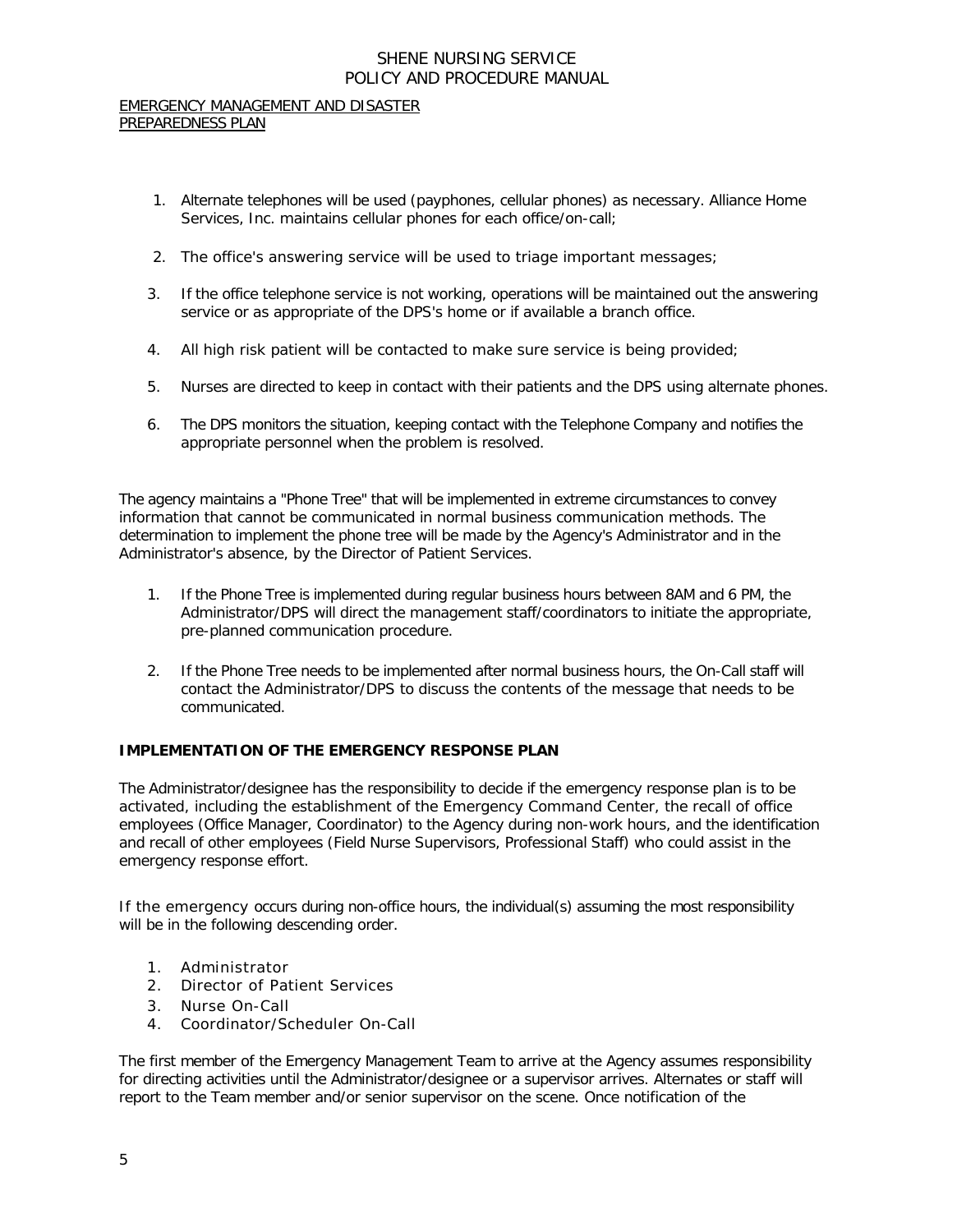EMERGENCY MANAGEMENT AND DISASTER PREPAREDNESS PLAN

1. Alternate telephones will be used (payphones, cellular phones) as necessary. Alliance Home Services, Inc. maintains cellular phones for each office/on-call;
2. The office's answering service will be used to triage important messages;
3. If the office telephone service is not working, operations will be maintained out the answering service or as appropriate of the DPS's home or if available a branch office.
4. All high risk patient will be contacted to make sure service is being provided;
5. Nurses are directed to keep in contact with their patients and the DPS using alternate phones.
6. The DPS monitors the situation, keeping contact with the Telephone Company and notifies the appropriate personnel when the problem is resolved.

The agency maintains a "Phone Tree" that will be implemented in extreme circumstances to convey information that cannot be communicated in normal business communication methods. The determination to implement the phone tree will be made by the Agency's Administrator and in the Administrator's absence, by the Director of Patient Services.

1. If the Phone Tree is implemented during regular business hours between 8AM and 6 PM, the Administrator/DPS will direct the management staff/coordinators to initiate the appropriate, pre-planned communication procedure.
2. If the Phone Tree needs to be implemented after normal business hours, the On-Call staff will contact the Administrator/DPS to discuss the contents of the message that needs to be communicated.

## IMPLEMENTATION OF THE EMERGENCY RESPONSE PLAN

The Administrator/designee has the responsibility to decide if the emergency response plan is to be activated, including the establishment of the Emergency Command Center, the recall of office employees (Office Manager, Coordinator) to the Agency during non-work hours, and the identification and recall of other employees (Field Nurse Supervisors, Professional Staff) who could assist in the emergency response effort.

If the emergency occurs during non-office hours, the individual(s) assuming the most responsibility will be in the following descending order.

1. Administrator
2. Director of Patient Services
3. Nurse On-Call
4. Coordinator/Scheduler On-Call

The first member of the Emergency Management Team to arrive at the Agency assumes responsibility for directing activities until the Administrator/designee or a supervisor arrives. Alternates or staff will report to the Team member and/or senior supervisor on the scene. Once notification of the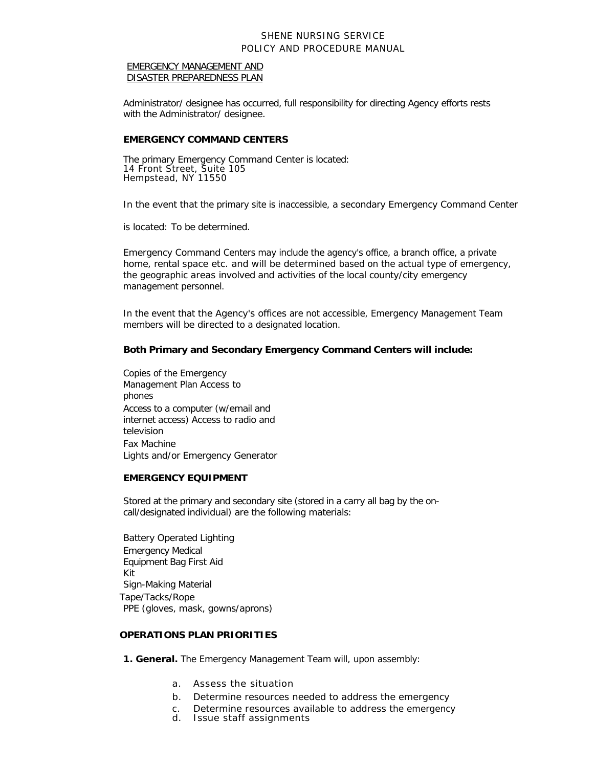EMERGENCY MANAGEMENT AND DISASTER PREPAREDNESS PLAN

Administrator/ designee has occurred, full responsibility for directing Agency efforts rests with the Administrator/ designee.

**EMERGENCY COMMAND CENTERS**

The primary Emergency Command Center is located:
14 Front Street, Suite 105
Hempstead, NY 11550

In the event that the primary site is inaccessible, a secondary Emergency Command Center is located: To be determined.

Emergency Command Centers may include the agency's office, a branch office, a private home, rental space etc. and will be determined based on the actual type of emergency, the geographic areas involved and activities of the local county/city emergency management personnel.

In the event that the Agency's offices are not accessible, Emergency Management Team members will be directed to a designated location.

**Both Primary and Secondary Emergency Command Centers will include:**

- Copies of the Emergency Management Plan
- Access to phones
- Access to a computer (w/email and internet access)
- Access to radio and television
- Fax Machine
- Lights and/or Emergency Generator

**EMERGENCY EQUIPMENT**

Stored at the primary and secondary site (stored in a carry all bag by the on-call/designated individual) are the following materials:

- Battery Operated Lighting
- Emergency Medical Equipment Bag
- First Aid Kit
- Sign-Making Material
- Tape/Tacks/Rope
- PPE (gloves, mask, gowns/aprons)

**OPERATIONS PLAN PRIORITIES**

**1. General.** The Emergency Management Team will, upon assembly:

a. Assess the situation
b. Determine resources needed to address the emergency
c. Determine resources available to address the emergency
d. Issue staff assignments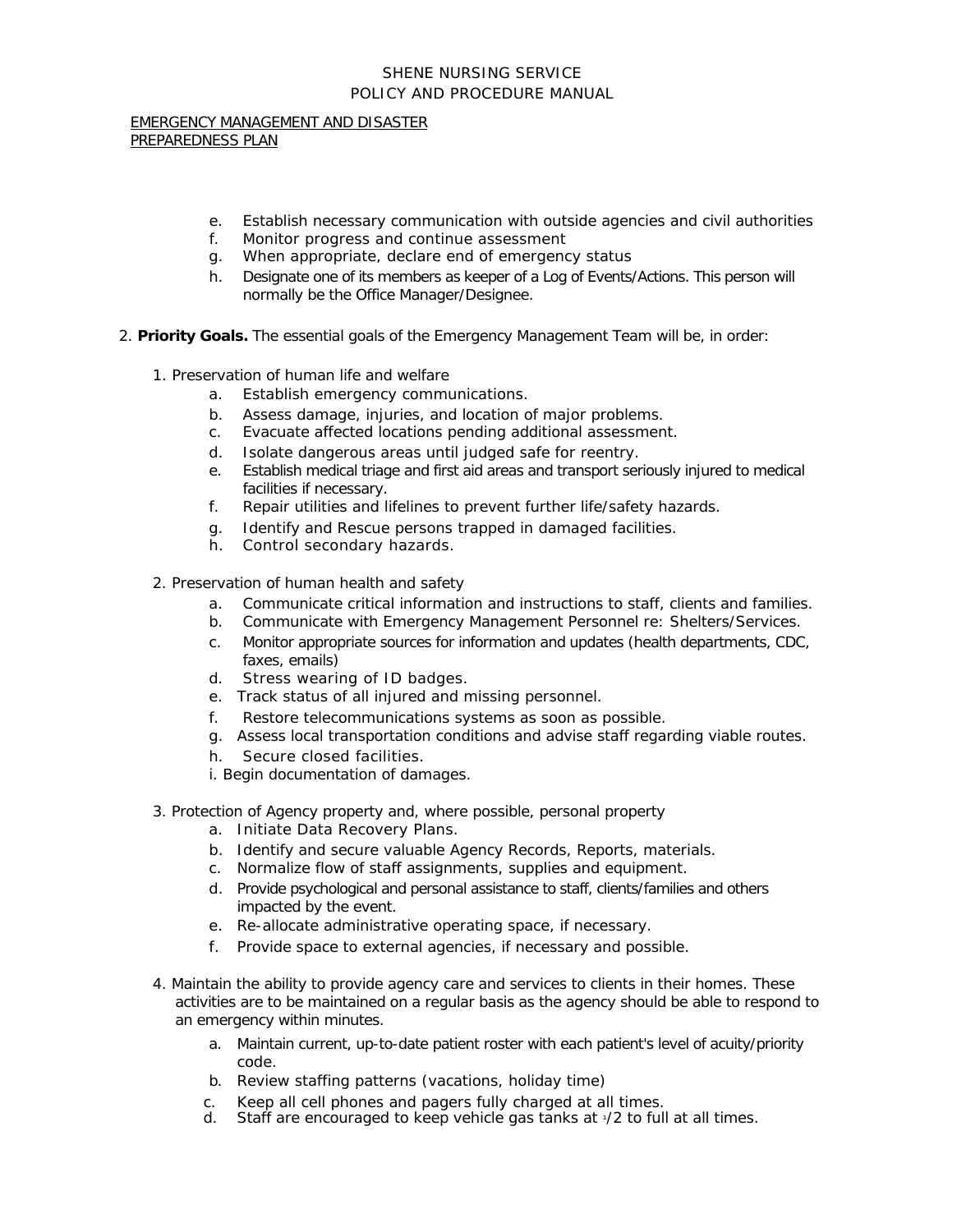SHENE NURSING SERVICE
POLICY AND PROCEDURE MANUAL

EMERGENCY MANAGEMENT AND DISASTER PREPAREDNESS PLAN

e. Establish necessary communication with outside agencies and civil authorities
f. Monitor progress and continue assessment
g. When appropriate, declare end of emergency status
h. Designate one of its members as keeper of a Log of Events/Actions. This person will normally be the Office Manager/Designee.

2. **Priority Goals.** The essential goals of the Emergency Management Team will be, in order:

1. Preservation of human life and welfare
   a. Establish emergency communications.
   b. Assess damage, injuries, and location of major problems.
   c. Evacuate affected locations pending additional assessment.
   d. Isolate dangerous areas until judged safe for reentry.
   e. Establish medical triage and first aid areas and transport seriously injured to medical facilities if necessary.
   f. Repair utilities and lifelines to prevent further life/safety hazards.
   g. Identify and Rescue persons trapped in damaged facilities.
   h. Control secondary hazards.

2. Preservation of human health and safety
   a. Communicate critical information and instructions to staff, clients and families.
   b. Communicate with Emergency Management Personnel re: Shelters/Services.
   c. Monitor appropriate sources for information and updates (health departments, CDC, faxes, emails)
   d. Stress wearing of ID badges.
   e. Track status of all injured and missing personnel.
   f. Restore telecommunications systems as soon as possible.
   g. Assess local transportation conditions and advise staff regarding viable routes.
   h. Secure closed facilities.
   i. Begin documentation of damages.

3. Protection of Agency property and, where possible, personal property
   a. Initiate Data Recovery Plans.
   b. Identify and secure valuable Agency Records, Reports, materials.
   c. Normalize flow of staff assignments, supplies and equipment.
   d. Provide psychological and personal assistance to staff, clients/families and others impacted by the event.
   e. Re-allocate administrative operating space, if necessary.
   f. Provide space to external agencies, if necessary and possible.

4. Maintain the ability to provide agency care and services to clients in their homes. These activities are to be maintained on a regular basis as the agency should be able to respond to an emergency within minutes.
   a. Maintain current, up-to-date patient roster with each patient's level of acuity/priority code.
   b. Review staffing patterns (vacations, holiday time)
   c. Keep all cell phones and pagers fully charged at all times.
   d. Staff are encouraged to keep vehicle gas tanks at 1/2 to full at all times.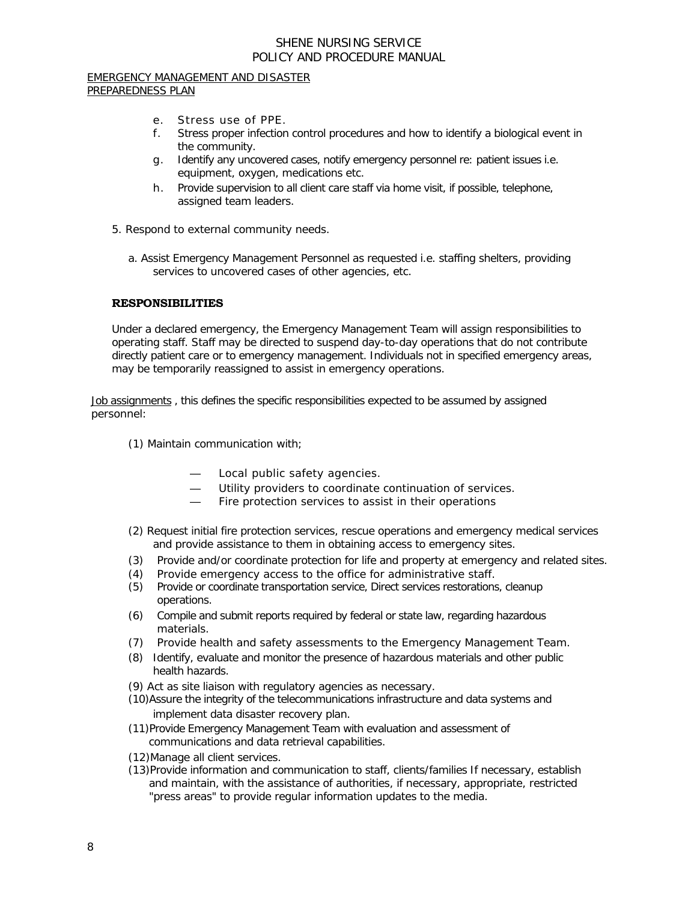EMERGENCY MANAGEMENT AND DISASTER PREPAREDNESS PLAN

   e. Stress use of PPE.
   f. Stress proper infection control procedures and how to identify a biological event in the community.
   g. Identify any uncovered cases, notify emergency personnel re: patient issues i.e. equipment, oxygen, medications etc.
   h. Provide supervision to all client care staff via home visit, if possible, telephone, assigned team leaders.

5. Respond to external community needs.

   a. Assist Emergency Management Personnel as requested i.e. staffing shelters, providing services to uncovered cases of other agencies, etc.

**RESPONSIBILITIES**

Under a declared emergency, the Emergency Management Team will assign responsibilities to operating staff. Staff may be directed to suspend day-to-day operations that do not contribute directly patient care or to emergency management. Individuals not in specified emergency areas, may be temporarily reassigned to assist in emergency operations.

Job assignments , this defines the specific responsibilities expected to be assumed by assigned personnel:

(1) Maintain communication with;

   — Local public safety agencies.
   — Utility providers to coordinate continuation of services.
   — Fire protection services to assist in their operations

(2) Request initial fire protection services, rescue operations and emergency medical services and provide assistance to them in obtaining access to emergency sites.
(3) Provide and/or coordinate protection for life and property at emergency and related sites.
(4) Provide emergency access to the office for administrative staff.
(5) Provide or coordinate transportation service, Direct services restorations, cleanup operations.
(6) Compile and submit reports required by federal or state law, regarding hazardous materials.
(7) Provide health and safety assessments to the Emergency Management Team.
(8) Identify, evaluate and monitor the presence of hazardous materials and other public health hazards.
(9) Act as site liaison with regulatory agencies as necessary.
(10) Assure the integrity of the telecommunications infrastructure and data systems and implement data disaster recovery plan.
(11) Provide Emergency Management Team with evaluation and assessment of communications and data retrieval capabilities.
(12) Manage all client services.
(13) Provide information and communication to staff, clients/families If necessary, establish and maintain, with the assistance of authorities, if necessary, appropriate, restricted "press areas" to provide regular information updates to the media.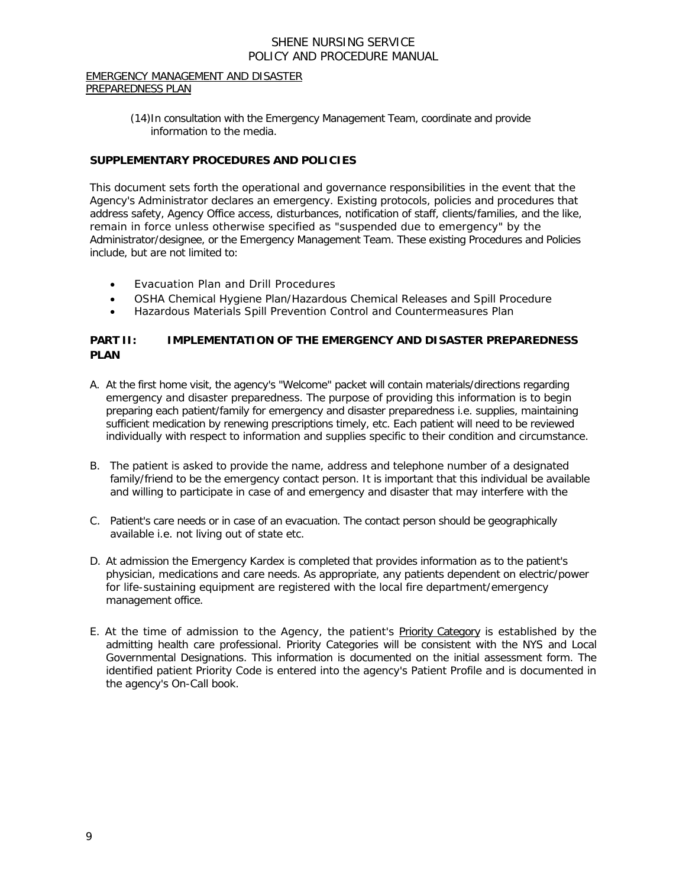(14) In consultation with the Emergency Management Team, coordinate and provide information to the media.

**SUPPLEMENTARY PROCEDURES AND POLICIES**

This document sets forth the operational and governance responsibilities in the event that the Agency's Administrator declares an emergency. Existing protocols, policies and procedures that address safety, Agency Office access, disturbances, notification of staff, clients/families, and the like, remain in force unless otherwise specified as "suspended due to emergency" by the Administrator/designee, or the Emergency Management Team. These existing Procedures and Policies include, but are not limited to:

- Evacuation Plan and Drill Procedures
- OSHA Chemical Hygiene Plan/Hazardous Chemical Releases and Spill Procedure
- Hazardous Materials Spill Prevention Control and Countermeasures Plan

## PART II: IMPLEMENTATION OF THE EMERGENCY AND DISASTER PREPAREDNESS PLAN

A. At the first home visit, the agency's "Welcome" packet will contain materials/directions regarding emergency and disaster preparedness. The purpose of providing this information is to begin preparing each patient/family for emergency and disaster preparedness i.e. supplies, maintaining sufficient medication by renewing prescriptions timely, etc. Each patient will need to be reviewed individually with respect to information and supplies specific to their condition and circumstance.

B. The patient is asked to provide the name, address and telephone number of a designated family/friend to be the emergency contact person. It is important that this individual be available and willing to participate in case of and emergency and disaster that may interfere with the

C. Patient's care needs or in case of an evacuation. The contact person should be geographically available i.e. not living out of state etc.

D. At admission the Emergency Kardex is completed that provides information as to the patient's physician, medications and care needs. As appropriate, any patients dependent on electric/power for life-sustaining equipment are registered with the local fire department/emergency management office.

E. At the time of admission to the Agency, the patient's Priority Category is established by the admitting health care professional. Priority Categories will be consistent with the NYS and Local Governmental Designations. This information is documented on the initial assessment form. The identified patient Priority Code is entered into the agency's Patient Profile and is documented in the agency's On-Call book.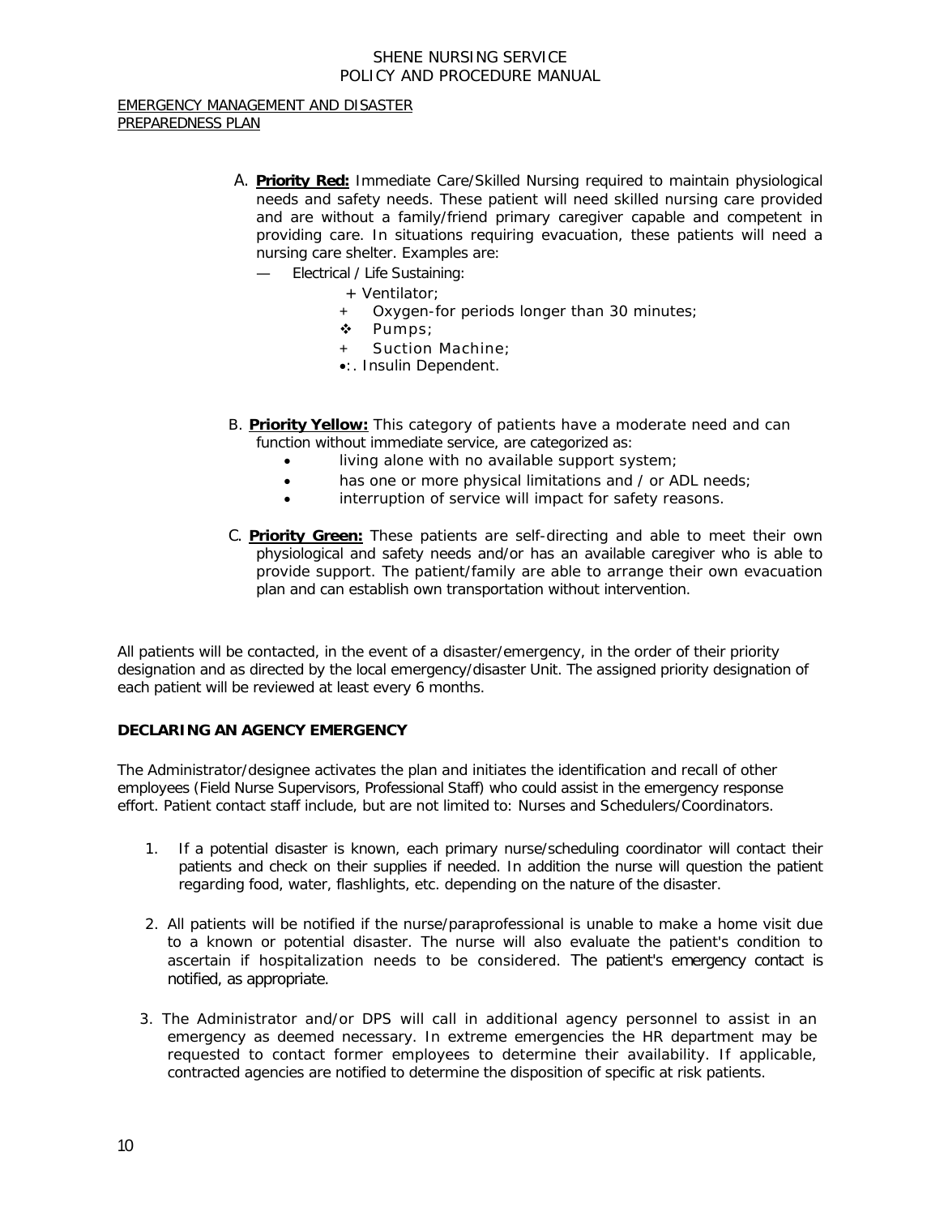A. **Priority Red:** Immediate Care/Skilled Nursing required to maintain physiological needs and safety needs. These patient will need skilled nursing care provided and are without a family/friend primary caregiver capable and competent in providing care. In situations requiring evacuation, these patients will need a nursing care shelter. Examples are:

   — Electrical / Life Sustaining:

   - Ventilator;
   - Oxygen-for periods longer than 30 minutes;
   - Pumps;
   - Suction Machine;
   - Insulin Dependent.

B. **Priority Yellow:** This category of patients have a moderate need and can function without immediate service, are categorized as:

   - living alone with no available support system;
   - has one or more physical limitations and / or ADL needs;
   - interruption of service will impact for safety reasons.

C. **Priority Green:** These patients are self-directing and able to meet their own physiological and safety needs and/or has an available caregiver who is able to provide support. The patient/family are able to arrange their own evacuation plan and can establish own transportation without intervention.

All patients will be contacted, in the event of a disaster/emergency, in the order of their priority designation and as directed by the local emergency/disaster Unit. The assigned priority designation of each patient will be reviewed at least every 6 months.

**DECLARING AN AGENCY EMERGENCY**

The Administrator/designee activates the plan and initiates the identification and recall of other employees (Field Nurse Supervisors, Professional Staff) who could assist in the emergency response effort. Patient contact staff include, but are not limited to: Nurses and Schedulers/Coordinators.

1. If a potential disaster is known, each primary nurse/scheduling coordinator will contact their patients and check on their supplies if needed. In addition the nurse will question the patient regarding food, water, flashlights, etc. depending on the nature of the disaster.

2. All patients will be notified if the nurse/paraprofessional is unable to make a home visit due to a known or potential disaster. The nurse will also evaluate the patient's condition to ascertain if hospitalization needs to be considered. The patient's emergency contact is notified, as appropriate.

3. The Administrator and/or DPS will call in additional agency personnel to assist in an emergency as deemed necessary. In extreme emergencies the HR department may be requested to contact former employees to determine their availability. If applicable, contracted agencies are notified to determine the disposition of specific at risk patients.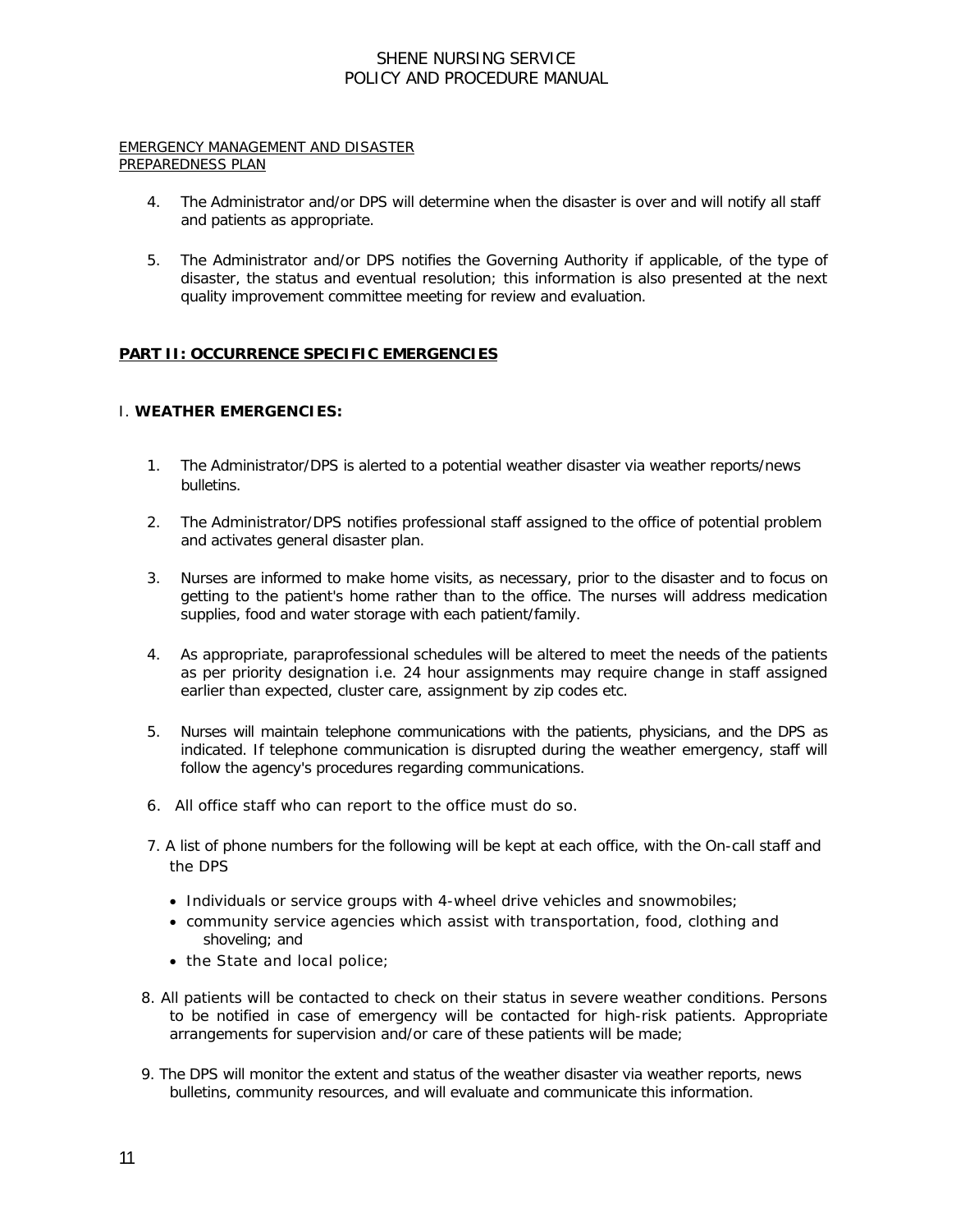EMERGENCY MANAGEMENT AND DISASTER PREPAREDNESS PLAN

4. The Administrator and/or DPS will determine when the disaster is over and will notify all staff and patients as appropriate.

5. The Administrator and/or DPS notifies the Governing Authority if applicable, of the type of disaster, the status and eventual resolution; this information is also presented at the next quality improvement committee meeting for review and evaluation.

## PART II: OCCURRENCE SPECIFIC EMERGENCIES

### I. WEATHER EMERGENCIES:

1. The Administrator/DPS is alerted to a potential weather disaster via weather reports/news bulletins.

2. The Administrator/DPS notifies professional staff assigned to the office of potential problem and activates general disaster plan.

3. Nurses are informed to make home visits, as necessary, prior to the disaster and to focus on getting to the patient's home rather than to the office. The nurses will address medication supplies, food and water storage with each patient/family.

4. As appropriate, paraprofessional schedules will be altered to meet the needs of the patients as per priority designation i.e. 24 hour assignments may require change in staff assigned earlier than expected, cluster care, assignment by zip codes etc.

5. Nurses will maintain telephone communications with the patients, physicians, and the DPS as indicated. If telephone communication is disrupted during the weather emergency, staff will follow the agency's procedures regarding communications.

6. All office staff who can report to the office must do so.

7. A list of phone numbers for the following will be kept at each office, with the On-call staff and the DPS
   - Individuals or service groups with 4-wheel drive vehicles and snowmobiles;
   - community service agencies which assist with transportation, food, clothing and shoveling; and
   - the State and local police;

8. All patients will be contacted to check on their status in severe weather conditions. Persons to be notified in case of emergency will be contacted for high-risk patients. Appropriate arrangements for supervision and/or care of these patients will be made;

9. The DPS will monitor the extent and status of the weather disaster via weather reports, news bulletins, community resources, and will evaluate and communicate this information.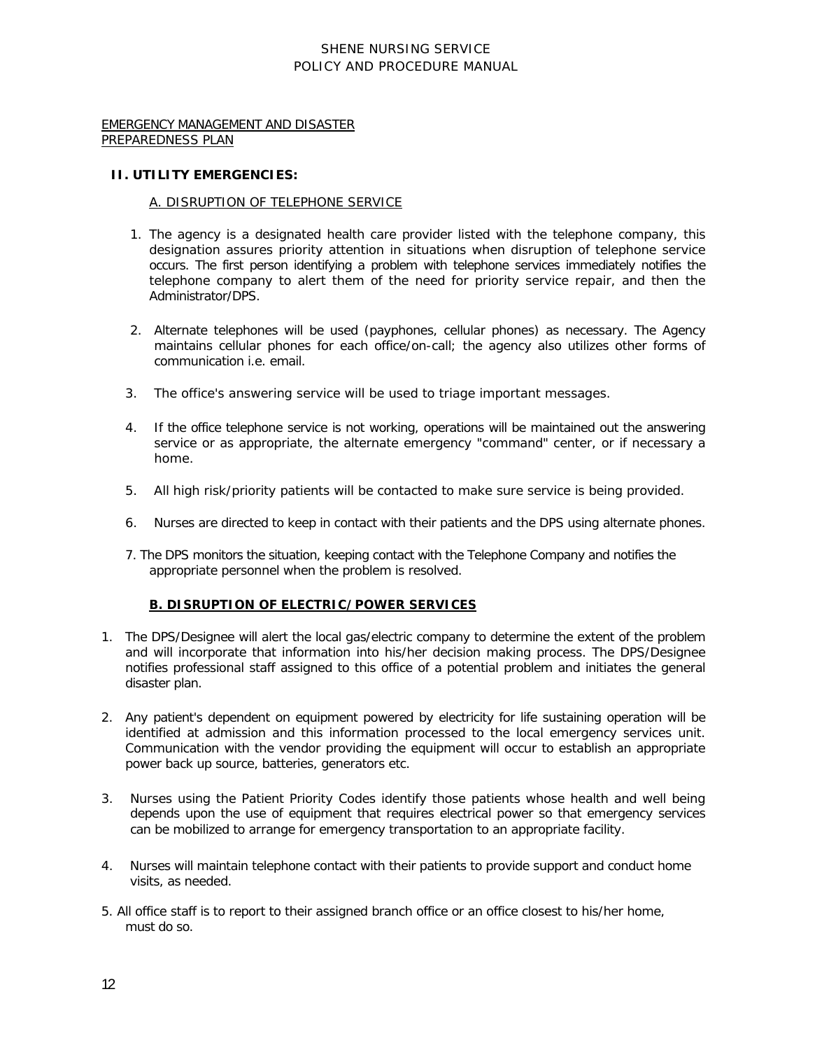EMERGENCY MANAGEMENT AND DISASTER PREPAREDNESS PLAN

## II. UTILITY EMERGENCIES:

### A. DISRUPTION OF TELEPHONE SERVICE

1. The agency is a designated health care provider listed with the telephone company, this designation assures priority attention in situations when disruption of telephone service occurs. The first person identifying a problem with telephone services immediately notifies the telephone company to alert them of the need for priority service repair, and then the Administrator/DPS.

2. Alternate telephones will be used (payphones, cellular phones) as necessary. The Agency maintains cellular phones for each office/on-call; the agency also utilizes other forms of communication i.e. email.

3. The office's answering service will be used to triage important messages.

4. If the office telephone service is not working, operations will be maintained out the answering service or as appropriate, the alternate emergency "command" center, or if necessary a home.

5. All high risk/priority patients will be contacted to make sure service is being provided.

6. Nurses are directed to keep in contact with their patients and the DPS using alternate phones.

7. The DPS monitors the situation, keeping contact with the Telephone Company and notifies the appropriate personnel when the problem is resolved.

### B. DISRUPTION OF ELECTRIC/POWER SERVICES

1. The DPS/Designee will alert the local gas/electric company to determine the extent of the problem and will incorporate that information into his/her decision making process. The DPS/Designee notifies professional staff assigned to this office of a potential problem and initiates the general disaster plan.

2. Any patient's dependent on equipment powered by electricity for life sustaining operation will be identified at admission and this information processed to the local emergency services unit. Communication with the vendor providing the equipment will occur to establish an appropriate power back up source, batteries, generators etc.

3. Nurses using the Patient Priority Codes identify those patients whose health and well being depends upon the use of equipment that requires electrical power so that emergency services can be mobilized to arrange for emergency transportation to an appropriate facility.

4. Nurses will maintain telephone contact with their patients to provide support and conduct home visits, as needed.

5. All office staff is to report to their assigned branch office or an office closest to his/her home, must do so.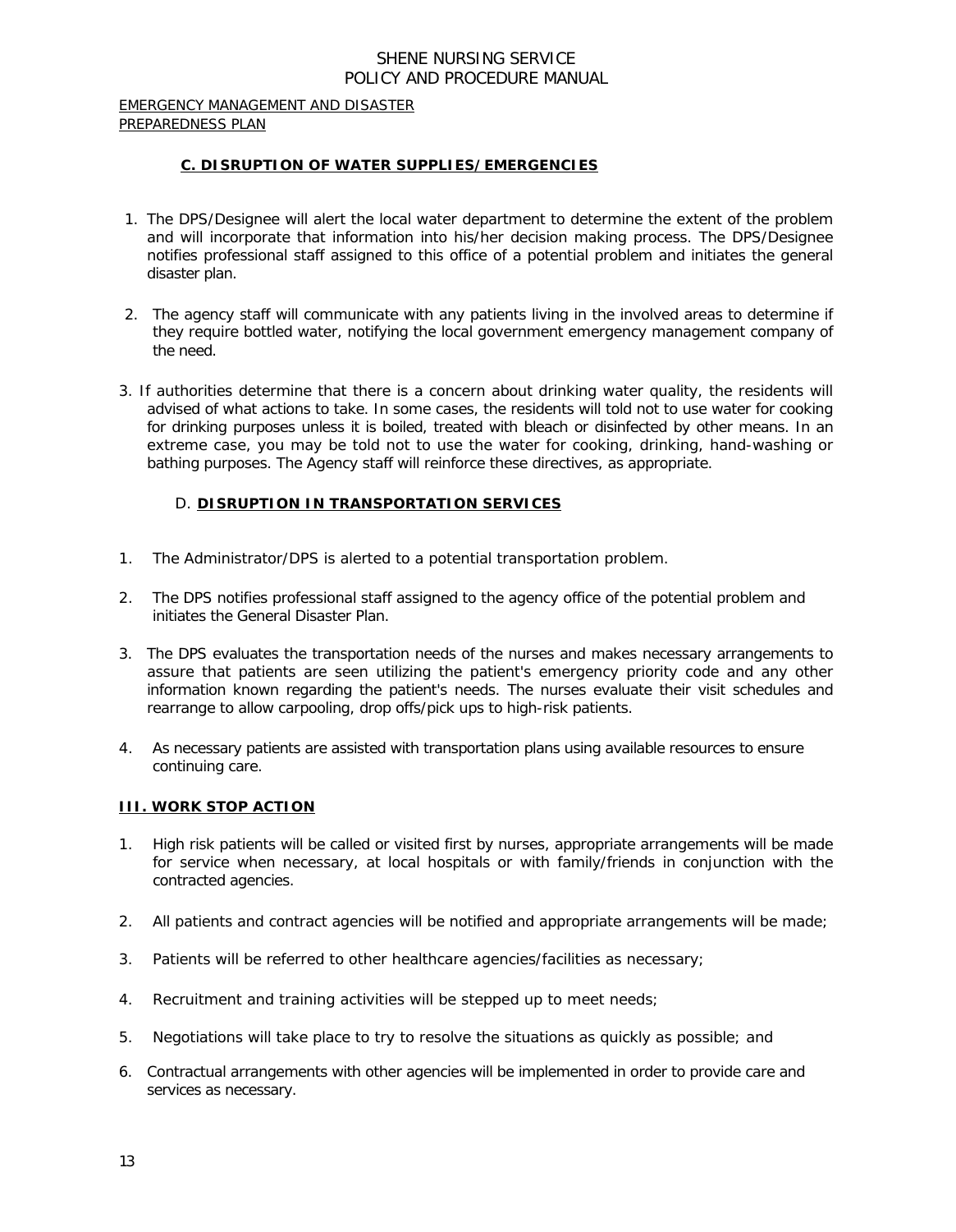EMERGENCY MANAGEMENT AND DISASTER PREPAREDNESS PLAN

### C. DISRUPTION OF WATER SUPPLIES/EMERGENCIES

1. The DPS/Designee will alert the local water department to determine the extent of the problem and will incorporate that information into his/her decision making process. The DPS/Designee notifies professional staff assigned to this office of a potential problem and initiates the general disaster plan.

2. The agency staff will communicate with any patients living in the involved areas to determine if they require bottled water, notifying the local government emergency management company of the need.

3. If authorities determine that there is a concern about drinking water quality, the residents will advised of what actions to take. In some cases, the residents will told not to use water for cooking for drinking purposes unless it is boiled, treated with bleach or disinfected by other means. In an extreme case, you may be told not to use the water for cooking, drinking, hand-washing or bathing purposes. The Agency staff will reinforce these directives, as appropriate.

### D. DISRUPTION IN TRANSPORTATION SERVICES

1. The Administrator/DPS is alerted to a potential transportation problem.

2. The DPS notifies professional staff assigned to the agency office of the potential problem and initiates the General Disaster Plan.

3. The DPS evaluates the transportation needs of the nurses and makes necessary arrangements to assure that patients are seen utilizing the patient's emergency priority code and any other information known regarding the patient's needs. The nurses evaluate their visit schedules and rearrange to allow carpooling, drop offs/pick ups to high-risk patients.

4. As necessary patients are assisted with transportation plans using available resources to ensure continuing care.

## III. WORK STOP ACTION

1. High risk patients will be called or visited first by nurses, appropriate arrangements will be made for service when necessary, at local hospitals or with family/friends in conjunction with the contracted agencies.

2. All patients and contract agencies will be notified and appropriate arrangements will be made;

3. Patients will be referred to other healthcare agencies/facilities as necessary;

4. Recruitment and training activities will be stepped up to meet needs;

5. Negotiations will take place to try to resolve the situations as quickly as possible; and

6. Contractual arrangements with other agencies will be implemented in order to provide care and services as necessary.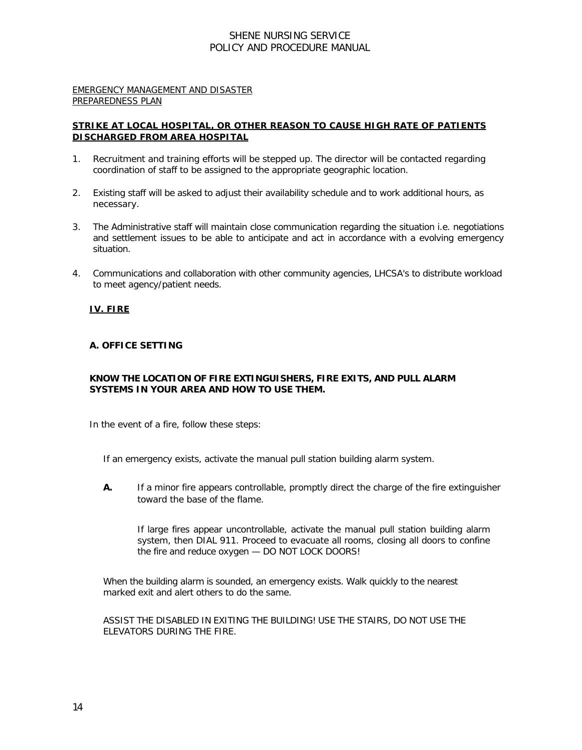EMERGENCY MANAGEMENT AND DISASTER PREPAREDNESS PLAN

**STRIKE AT LOCAL HOSPITAL, OR OTHER REASON TO CAUSE HIGH RATE OF PATIENTS DISCHARGED FROM AREA HOSPITAL**

1. Recruitment and training efforts will be stepped up. The director will be contacted regarding coordination of staff to be assigned to the appropriate geographic location.

2. Existing staff will be asked to adjust their availability schedule and to work additional hours, as necessary.

3. The Administrative staff will maintain close communication regarding the situation i.e. negotiations and settlement issues to be able to anticipate and act in accordance with a evolving emergency situation.

4. Communications and collaboration with other community agencies, LHCSA's to distribute workload to meet agency/patient needs.

## IV. FIRE

### A. OFFICE SETTING

**KNOW THE LOCATION OF FIRE EXTINGUISHERS, FIRE EXITS, AND PULL ALARM SYSTEMS IN YOUR AREA AND HOW TO USE THEM.**

In the event of a fire, follow these steps:

If an emergency exists, activate the manual pull station building alarm system.

**A.** If a minor fire appears controllable, promptly direct the charge of the fire extinguisher toward the base of the flame.

If large fires appear uncontrollable, activate the manual pull station building alarm system, then DIAL 911. Proceed to evacuate all rooms, closing all doors to confine the fire and reduce oxygen — DO NOT LOCK DOORS!

When the building alarm is sounded, an emergency exists. Walk quickly to the nearest marked exit and alert others to do the same.

ASSIST THE DISABLED IN EXITING THE BUILDING! USE THE STAIRS, DO NOT USE THE ELEVATORS DURING THE FIRE.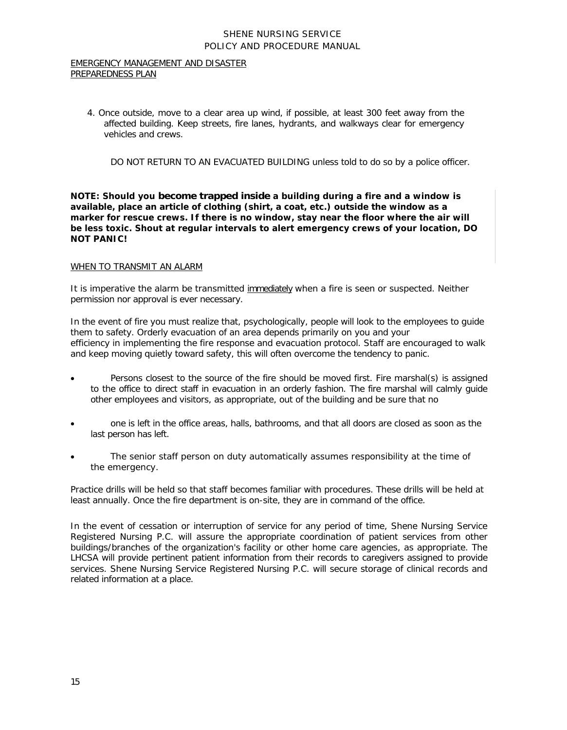EMERGENCY MANAGEMENT AND DISASTER PREPAREDNESS PLAN

4. Once outside, move to a clear area up wind, if possible, at least 300 feet away from the affected building. Keep streets, fire lanes, hydrants, and walkways clear for emergency vehicles and crews.

   DO NOT RETURN TO AN EVACUATED BUILDING unless told to do so by a police officer.

**NOTE: Should you become trapped inside a building during a fire and a window is available, place an article of clothing (shirt, a coat, etc.) outside the window as a marker for rescue crews. If there is no window, stay near the floor where the air will be less toxic. Shout at regular intervals to alert emergency crews of your location, DO NOT PANIC!**

WHEN TO TRANSMIT AN ALARM

It is imperative the alarm be transmitted immediately when a fire is seen or suspected. Neither permission nor approval is ever necessary.

In the event of fire you must realize that, psychologically, people will look to the employees to guide them to safety. Orderly evacuation of an area depends primarily on you and your efficiency in implementing the fire response and evacuation protocol. Staff are encouraged to walk and keep moving quietly toward safety, this will often overcome the tendency to panic.

- Persons closest to the source of the fire should be moved first. Fire marshal(s) is assigned to the office to direct staff in evacuation in an orderly fashion. The fire marshal will calmly guide other employees and visitors, as appropriate, out of the building and be sure that no
- one is left in the office areas, halls, bathrooms, and that all doors are closed as soon as the last person has left.
- The senior staff person on duty automatically assumes responsibility at the time of the emergency.

Practice drills will be held so that staff becomes familiar with procedures. These drills will be held at least annually. Once the fire department is on-site, they are in command of the office.

In the event of cessation or interruption of service for any period of time, Shene Nursing Service Registered Nursing P.C. will assure the appropriate coordination of patient services from other buildings/branches of the organization's facility or other home care agencies, as appropriate. The LHCSA will provide pertinent patient information from their records to caregivers assigned to provide services. Shene Nursing Service Registered Nursing P.C. will secure storage of clinical records and related information at a place.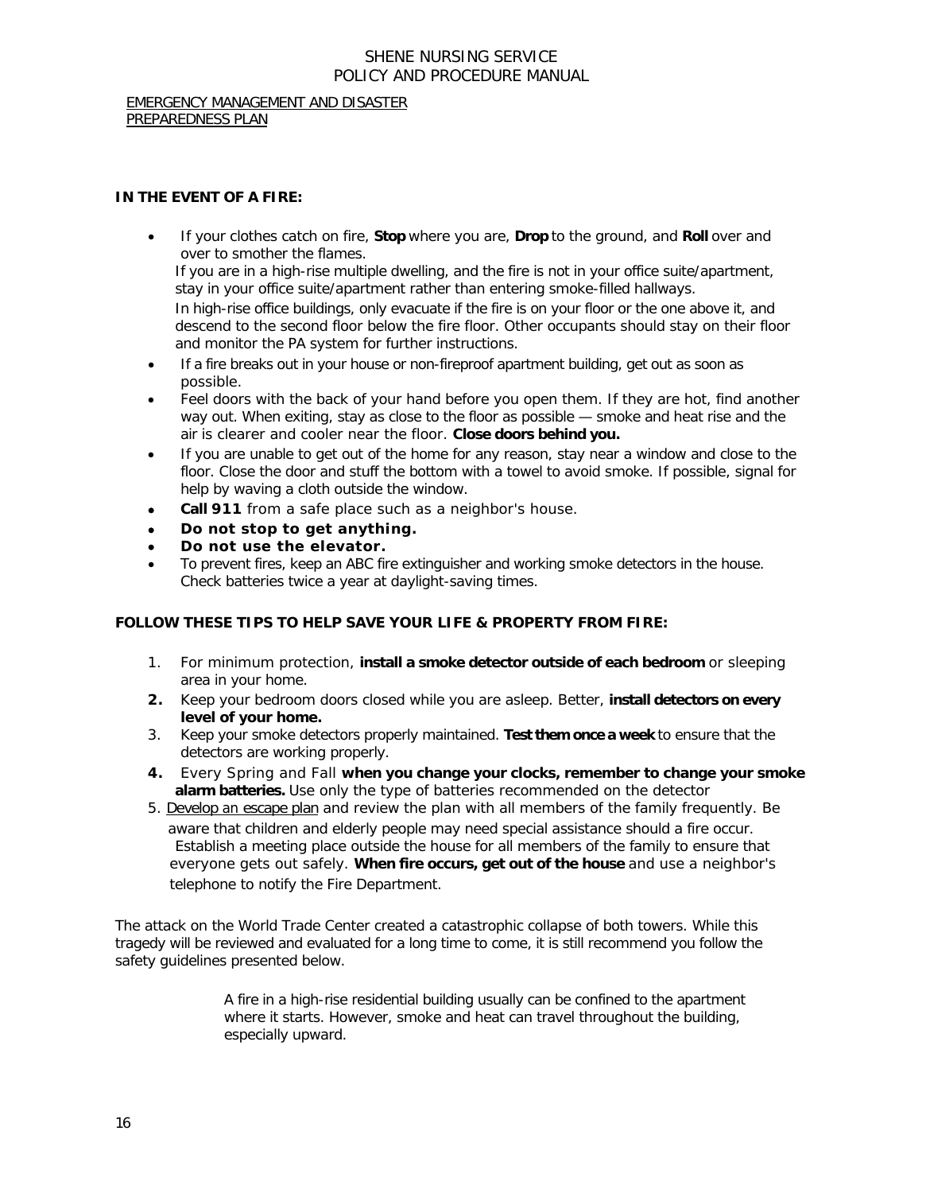EMERGENCY MANAGEMENT AND DISASTER PREPAREDNESS PLAN

**IN THE EVENT OF A FIRE:**

- If your clothes catch on fire, **Stop** where you are, **Drop** to the ground, and **Roll** over and over to smother the flames.
  If you are in a high-rise multiple dwelling, and the fire is not in your office suite/apartment, stay in your office suite/apartment rather than entering smoke-filled hallways.
  In high-rise office buildings, only evacuate if the fire is on your floor or the one above it, and descend to the second floor below the fire floor. Other occupants should stay on their floor and monitor the PA system for further instructions.
- If a fire breaks out in your house or non-fireproof apartment building, get out as soon as possible.
- Feel doors with the back of your hand before you open them. If they are hot, find another way out. When exiting, stay as close to the floor as possible — smoke and heat rise and the air is clearer and cooler near the floor. **Close doors behind you.**
- If you are unable to get out of the home for any reason, stay near a window and close to the floor. Close the door and stuff the bottom with a towel to avoid smoke. If possible, signal for help by waving a cloth outside the window.
- **Call 911** from a safe place such as a neighbor's house.
- **Do not stop to get anything.**
- **Do not use the elevator.**
- To prevent fires, keep an ABC fire extinguisher and working smoke detectors in the house. Check batteries twice a year at daylight-saving times.

**FOLLOW THESE TIPS TO HELP SAVE YOUR LIFE & PROPERTY FROM FIRE:**

1. For minimum protection, **install a smoke detector outside of each bedroom** or sleeping area in your home.
2. Keep your bedroom doors closed while you are asleep. Better, **install detectors on every level of your home.**
3. Keep your smoke detectors properly maintained. **Test them once a week** to ensure that the detectors are working properly.
4. Every Spring and Fall **when you change your clocks, remember to change your smoke alarm batteries.** Use only the type of batteries recommended on the detector
5. Develop an escape plan and review the plan with all members of the family frequently. Be aware that children and elderly people may need special assistance should a fire occur. Establish a meeting place outside the house for all members of the family to ensure that everyone gets out safely. **When fire occurs, get out of the house** and use a neighbor's telephone to notify the Fire Department.

The attack on the World Trade Center created a catastrophic collapse of both towers. While this tragedy will be reviewed and evaluated for a long time to come, it is still recommend you follow the safety guidelines presented below.

A fire in a high-rise residential building usually can be confined to the apartment where it starts. However, smoke and heat can travel throughout the building, especially upward.